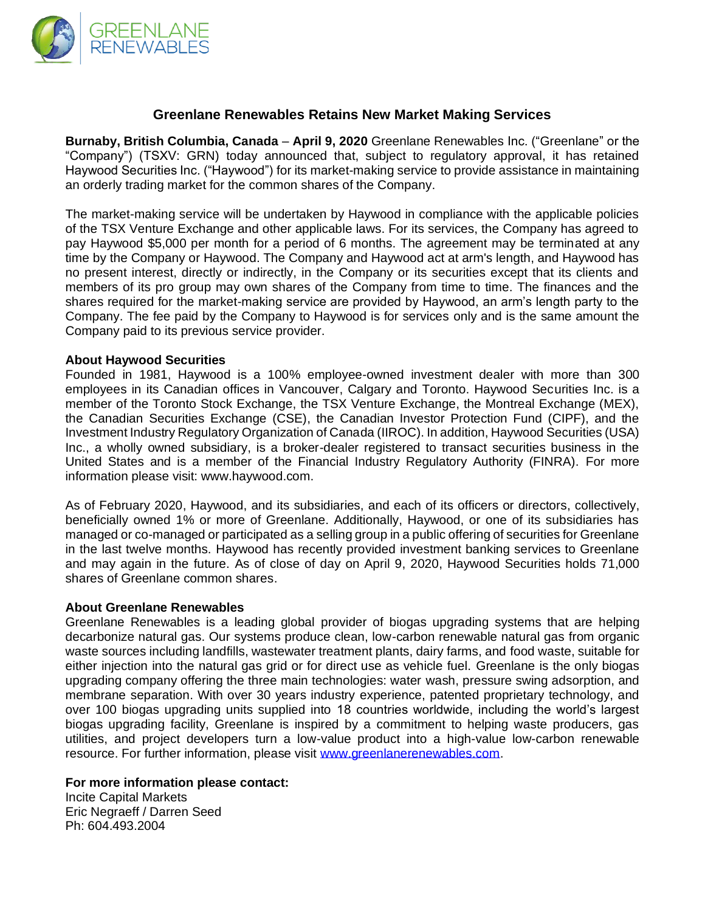# Greenlane Renewables Retains New Market Making Services

**Burnaby, British Columbia, Canada** – **April 9, 2020** Greenlane Renewables Inc. ("Greenlane" or the "Company") (TSXV: GRN) today announced that, subject to regulatory approval, it has retained Haywood Securities Inc. ("Haywood") for its market-making service to provide assistance in maintaining an orderly trading market for the common shares of the Company.

The market-making service will be undertaken by Haywood in compliance with the applicable policies of the TSX Venture Exchange and other applicable laws. For its services, the Company has agreed to pay Haywood $5,000 per month for a period of 6 months. The agreement may be terminated at any time by the Company or Haywood. The Company and Haywood act at arm's length, and Haywood has no present interest, directly or indirectly, in the Company or its securities except that its clients and members of its pro group may own shares of the Company from time to time. The finances and the shares required for the market-making service are provided by Haywood, an arm's length party to the Company. The fee paid by the Company to Haywood is for services only and is the same amount the Company paid to its previous service provider.

**About Haywood Securities**

Founded in 1981, Haywood is a 100% employee-owned investment dealer with more than 300 employees in its Canadian offices in Vancouver, Calgary and Toronto. Haywood Securities Inc. is a member of the Toronto Stock Exchange, the TSX Venture Exchange, the Montreal Exchange (MEX), the Canadian Securities Exchange (CSE), the Canadian Investor Protection Fund (CIPF), and the Investment Industry Regulatory Organization of Canada (IIROC). In addition, Haywood Securities (USA) Inc., a wholly owned subsidiary, is a broker-dealer registered to transact securities business in the United States and is a member of the Financial Industry Regulatory Authority (FINRA). For more information please visit: www.haywood.com.

As of February 2020, Haywood, and its subsidiaries, and each of its officers or directors, collectively, beneficially owned 1% or more of Greenlane. Additionally, Haywood, or one of its subsidiaries has managed or co-managed or participated as a selling group in a public offering of securities for Greenlane in the last twelve months. Haywood has recently provided investment banking services to Greenlane and may again in the future. As of close of day on April 9, 2020, Haywood Securities holds 71,000 shares of Greenlane common shares.

**About Greenlane Renewables**

Greenlane Renewables is a leading global provider of biogas upgrading systems that are helping decarbonize natural gas. Our systems produce clean, low-carbon renewable natural gas from organic waste sources including landfills, wastewater treatment plants, dairy farms, and food waste, suitable for either injection into the natural gas grid or for direct use as vehicle fuel. Greenlane is the only biogas upgrading company offering the three main technologies: water wash, pressure swing adsorption, and membrane separation. With over 30 years industry experience, patented proprietary technology, and over 100 biogas upgrading units supplied into 18 countries worldwide, including the world's largest biogas upgrading facility, Greenlane is inspired by a commitment to helping waste producers, gas utilities, and project developers turn a low-value product into a high-value low-carbon renewable resource. For further information, please visit www.greenlanerenewables.com.

**For more information please contact:**

Incite Capital Markets
Eric Negraeff / Darren Seed
Ph: 604.493.2004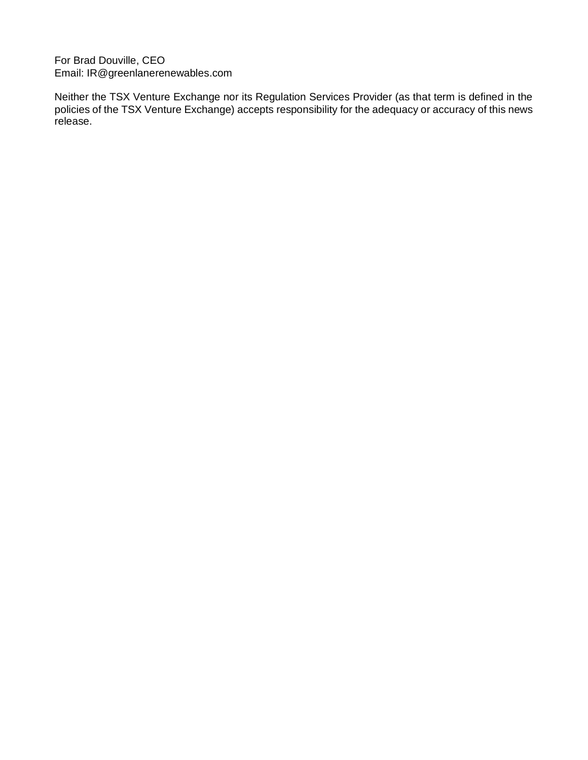For Brad Douville, CEO
Email: IR@greenlanerenewables.com

Neither the TSX Venture Exchange nor its Regulation Services Provider (as that term is defined in the policies of the TSX Venture Exchange) accepts responsibility for the adequacy or accuracy of this news release.